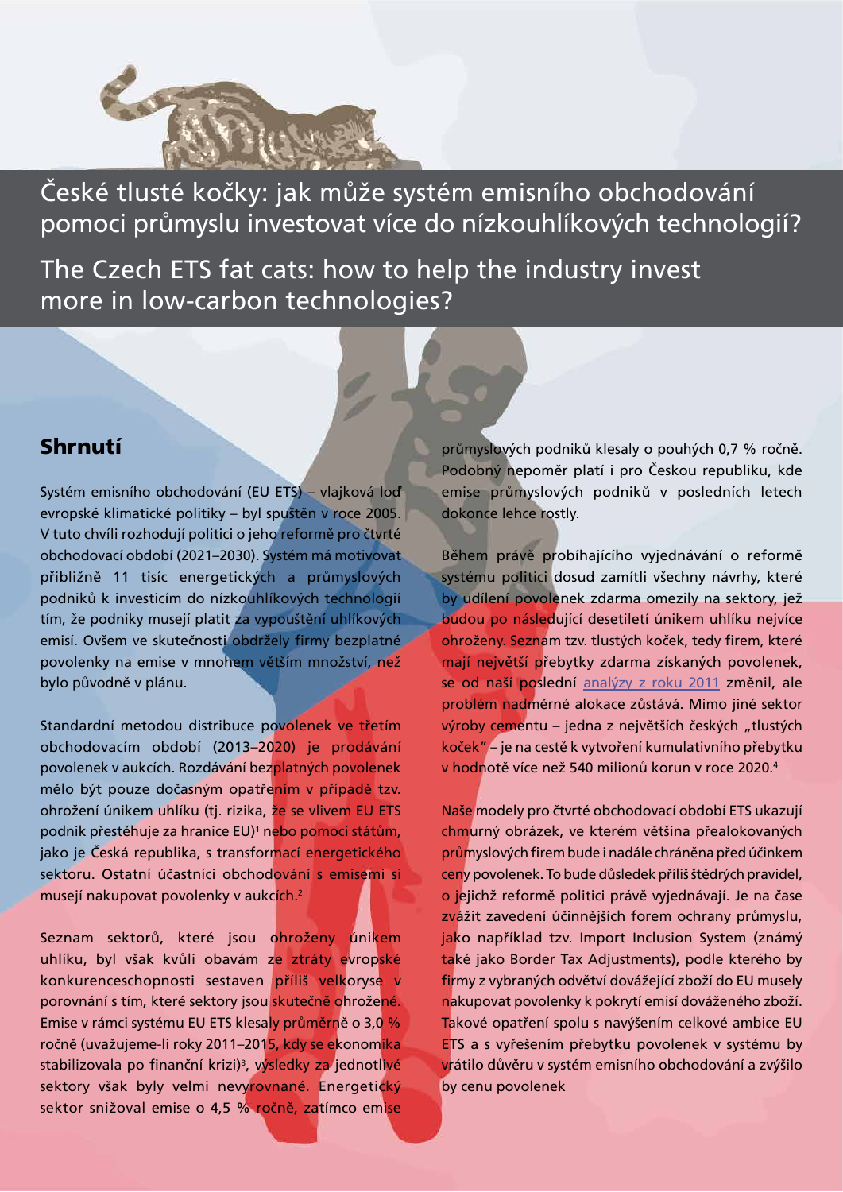# České tlusté kočky: jak může systém emisního obchodování pomoci průmyslu investovat více do nízkouhlíkových technologií?

# The Czech ETS fat cats: how to help the industry invest more in low-carbon technologies?

## Shrnutí

Systém emisního obchodování (EU ETS) – vlajková loď evropské klimatické politiky – byl spuštěn v roce 2005. V tuto chvíli rozhodují politici o jeho reformě pro čtvrté obchodovací období (2021–2030). Systém má motivovat přibližně 11 tisíc energetických a průmyslových podniků k investicím do nízkouhlíkových technologií tím, že podniky musejí platit za vypouštění uhlíkových emisí. Ovšem ve skutečnosti obdržely firmy bezplatné povolenky na emise v mnohem větším množství, než bylo původně v plánu.

Standardní metodou distribuce povolenek ve třetím obchodovacím období (2013–2020) je prodávání povolenek v aukcích. Rozdávání bezplatných povolenek mělo být pouze dočasným opatřením v případě tzv. ohrožení únikem uhlíku (tj. rizika, že se vlivem EU ETS podnik přestěhuje za hranice EU)[1] nebo pomoci státům, jako je Česká republika, s transformací energetického sektoru. Ostatní účastníci obchodování s emisemi si musejí nakupovat povolenky v aukcích.[2]

Seznam sektorů, které jsou ohroženy únikem uhlíku, byl však kvůli obavám ze ztráty evropské konkurenceschopnosti sestaven příliš velkoryse v porovnání s tím, které sektory jsou skutečně ohrožené. Emise v rámci systému EU ETS klesaly průměrně o 3,0 % ročně (uvažujeme-li roky 2011–2015, kdy se ekonomika stabilizovala po finanční krizi)[3], výsledky za jednotlivé sektory však byly velmi nevyrovnané. Energetický sektor snižoval emise o 4,5 % ročně, zatímco emise průmyslových podniků klesaly o pouhých 0,7 % ročně. Podobný nepoměr platí i pro Českou republiku, kde emise průmyslových podniků v posledních letech dokonce lehce rostly.

Během právě probíhajícího vyjednávání o reformě systému politici dosud zamítli všechny návrhy, které by udílení povolenek zdarma omezily na sektory, jež budou po následující desetiletí únikem uhlíku nejvíce ohroženy. Seznam tzv. tlustých koček, tedy firem, které mají největší přebytky zdarma získaných povolenek, se od naší poslední analýzy z roku 2011 změnil, ale problém nadměrné alokace zůstává. Mimo jiné sektor výroby cementu – jedna z největších českých „tlustých koček" – je na cestě k vytvoření kumulativního přebytku v hodnotě více než 540 milionů korun v roce 2020.[4]

Naše modely pro čtvrté obchodovací období ETS ukazují chmurný obrázek, ve kterém většina přealokovaných průmyslových firem bude i nadále chráněna před účinkem ceny povolenek. To bude důsledek příliš štědrých pravidel, o jejichž reformě politici právě vyjednávají. Je na čase zvážit zavedení účinnějších forem ochrany průmyslu, jako například tzv. Import Inclusion System (známý také jako Border Tax Adjustments), podle kterého by firmy z vybraných odvětví dovážející zboží do EU musely nakupovat povolenky k pokrytí emisí dováženého zboží. Takové opatření spolu s navýšením celkové ambice EU ETS a s vyřešením přebytku povolenek v systému by vrátilo důvěru v systém emisního obchodování a zvýšilo by cenu povolenek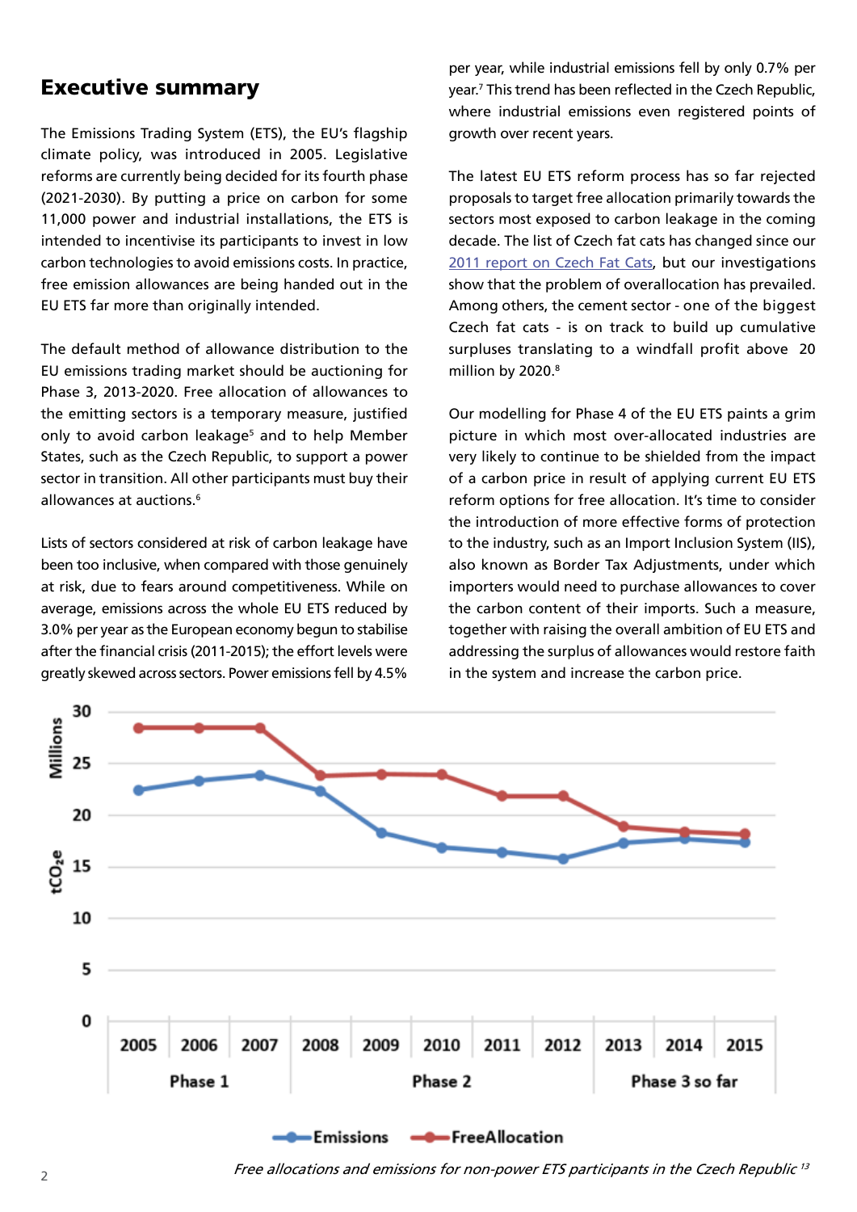# Executive summary

The Emissions Trading System (ETS), the EU's flagship climate policy, was introduced in 2005. Legislative reforms are currently being decided for its fourth phase (2021-2030). By putting a price on carbon for some 11,000 power and industrial installations, the ETS is intended to incentivise its participants to invest in low carbon technologies to avoid emissions costs. In practice, free emission allowances are being handed out in the EU ETS far more than originally intended.

The default method of allowance distribution to the EU emissions trading market should be auctioning for Phase 3, 2013-2020. Free allocation of allowances to the emitting sectors is a temporary measure, justified only to avoid carbon leakage[5] and to help Member States, such as the Czech Republic, to support a power sector in transition. All other participants must buy their allowances at auctions.[6]

Lists of sectors considered at risk of carbon leakage have been too inclusive, when compared with those genuinely at risk, due to fears around competitiveness. While on average, emissions across the whole EU ETS reduced by 3.0% per year as the European economy begun to stabilise after the financial crisis (2011-2015); the effort levels were greatly skewed across sectors. Power emissions fell by 4.5% per year, while industrial emissions fell by only 0.7% per year.[7] This trend has been reflected in the Czech Republic, where industrial emissions even registered points of growth over recent years.

The latest EU ETS reform process has so far rejected proposals to target free allocation primarily towards the sectors most exposed to carbon leakage in the coming decade. The list of Czech fat cats has changed since our 2011 report on Czech Fat Cats, but our investigations show that the problem of overallocation has prevailed. Among others, the cement sector - one of the biggest Czech fat cats - is on track to build up cumulative surpluses translating to a windfall profit above 20 million by 2020.[8]

Our modelling for Phase 4 of the EU ETS paints a grim picture in which most over-allocated industries are very likely to continue to be shielded from the impact of a carbon price in result of applying current EU ETS reform options for free allocation. It's time to consider the introduction of more effective forms of protection to the industry, such as an Import Inclusion System (IIS), also known as Border Tax Adjustments, under which importers would need to purchase allowances to cover the carbon content of their imports. Such a measure, together with raising the overall ambition of EU ETS and addressing the surplus of allowances would restore faith in the system and increase the carbon price.

*Free allocations and emissions for non-power ETS participants in the Czech Republic*[13]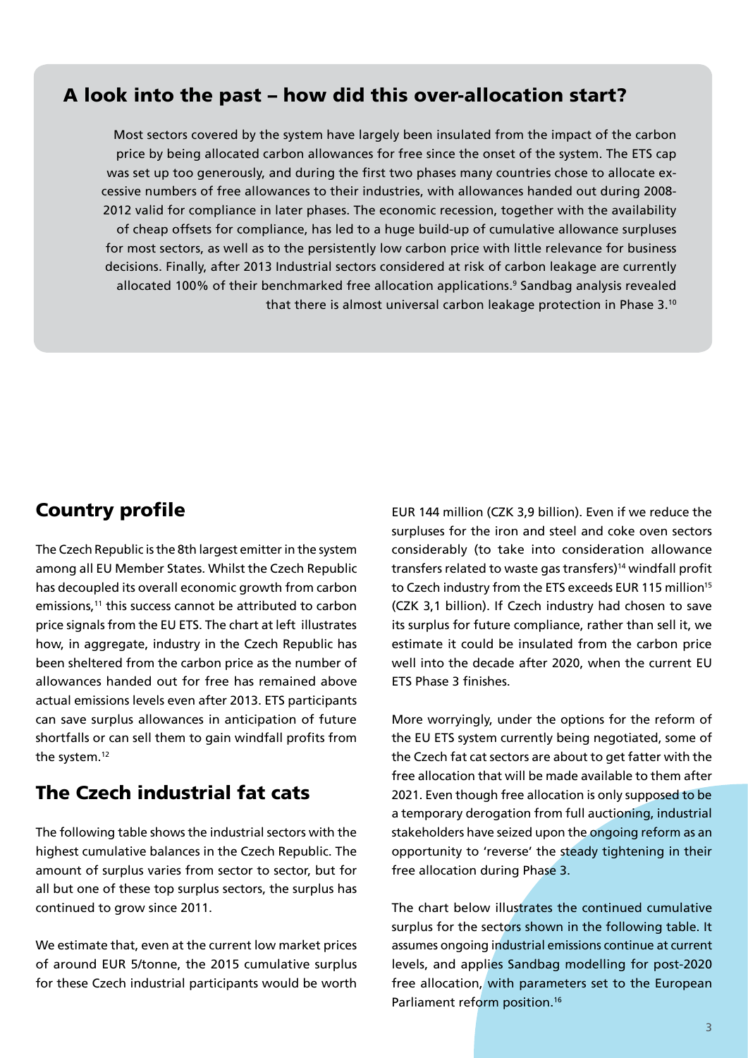## A look into the past – how did this over-allocation start?

Most sectors covered by the system have largely been insulated from the impact of the carbon price by being allocated carbon allowances for free since the onset of the system. The ETS cap was set up too generously, and during the first two phases many countries chose to allocate excessive numbers of free allowances to their industries, with allowances handed out during 2008-2012 valid for compliance in later phases. The economic recession, together with the availability of cheap offsets for compliance, has led to a huge build-up of cumulative allowance surpluses for most sectors, as well as to the persistently low carbon price with little relevance for business decisions. Finally, after 2013 Industrial sectors considered at risk of carbon leakage are currently allocated 100% of their benchmarked free allocation applications.[9] Sandbag analysis revealed that there is almost universal carbon leakage protection in Phase 3.[10]

## Country profile

The Czech Republic is the 8th largest emitter in the system among all EU Member States. Whilst the Czech Republic has decoupled its overall economic growth from carbon emissions,[11] this success cannot be attributed to carbon price signals from the EU ETS. The chart at left illustrates how, in aggregate, industry in the Czech Republic has been sheltered from the carbon price as the number of allowances handed out for free has remained above actual emissions levels even after 2013. ETS participants can save surplus allowances in anticipation of future shortfalls or can sell them to gain windfall profits from the system.[12]

## The Czech industrial fat cats

The following table shows the industrial sectors with the highest cumulative balances in the Czech Republic. The amount of surplus varies from sector to sector, but for all but one of these top surplus sectors, the surplus has continued to grow since 2011.

We estimate that, even at the current low market prices of around EUR 5/tonne, the 2015 cumulative surplus for these Czech industrial participants would be worth EUR 144 million (CZK 3,9 billion). Even if we reduce the surpluses for the iron and steel and coke oven sectors considerably (to take into consideration allowance transfers related to waste gas transfers)[14] windfall profit to Czech industry from the ETS exceeds EUR 115 million[15] (CZK 3,1 billion). If Czech industry had chosen to save its surplus for future compliance, rather than sell it, we estimate it could be insulated from the carbon price well into the decade after 2020, when the current EU ETS Phase 3 finishes.

More worryingly, under the options for the reform of the EU ETS system currently being negotiated, some of the Czech fat cat sectors are about to get fatter with the free allocation that will be made available to them after 2021. Even though free allocation is only supposed to be a temporary derogation from full auctioning, industrial stakeholders have seized upon the ongoing reform as an opportunity to 'reverse' the steady tightening in their free allocation during Phase 3.

The chart below illustrates the continued cumulative surplus for the sectors shown in the following table. It assumes ongoing industrial emissions continue at current levels, and applies Sandbag modelling for post-2020 free allocation, with parameters set to the European Parliament reform position.[16]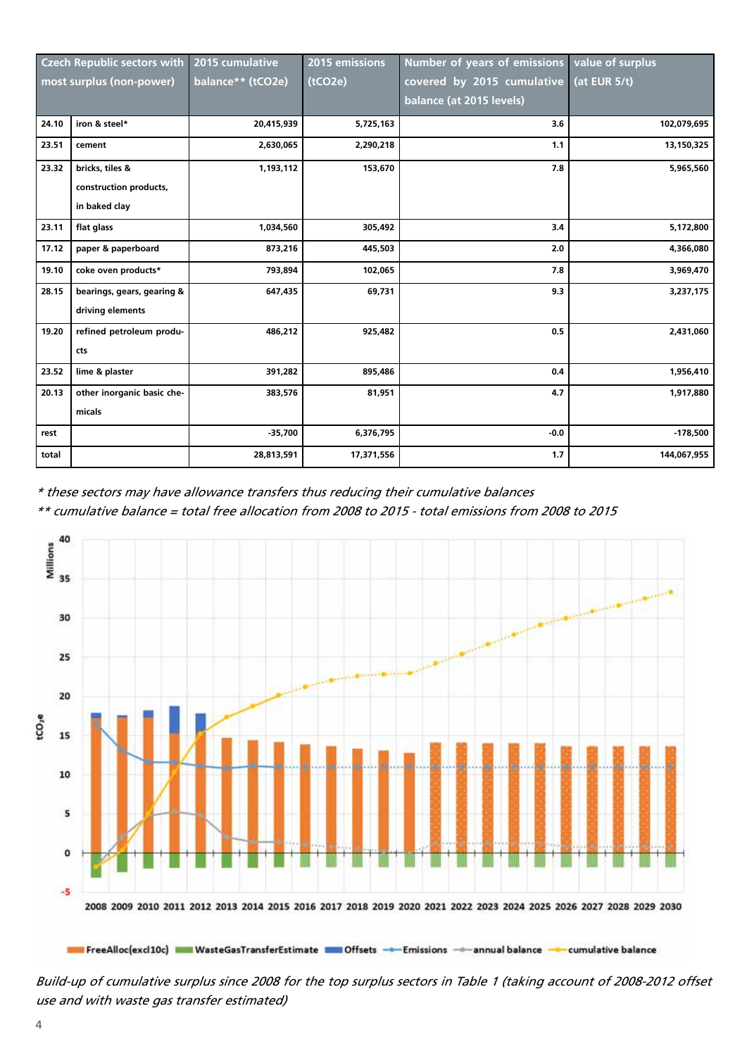| Czech Republic sectors with most surplus (non-power) | | 2015 cumulative balance** (tCO2e) | 2015 emissions (tCO2e) | Number of years of emissions covered by 2015 cumulative balance (at 2015 levels) | value of surplus (at EUR 5/t) |
|---|---|---|---|---|---|
| 24.10 | iron & steel* | 20,415,939 | 5,725,163 | 3.6 | 102,079,695 |
| 23.51 | cement | 2,630,065 | 2,290,218 | 1.1 | 13,150,325 |
| 23.32 | bricks, tiles & construction products, in baked clay | 1,193,112 | 153,670 | 7.8 | 5,965,560 |
| 23.11 | flat glass | 1,034,560 | 305,492 | 3.4 | 5,172,800 |
| 17.12 | paper & paperboard | 873,216 | 445,503 | 2.0 | 4,366,080 |
| 19.10 | coke oven products* | 793,894 | 102,065 | 7.8 | 3,969,470 |
| 28.15 | bearings, gears, gearing & driving elements | 647,435 | 69,731 | 9.3 | 3,237,175 |
| 19.20 | refined petroleum products | 486,212 | 925,482 | 0.5 | 2,431,060 |
| 23.52 | lime & plaster | 391,282 | 895,486 | 0.4 | 1,956,410 |
| 20.13 | other inorganic basic chemicals | 383,576 | 81,951 | 4.7 | 1,917,880 |
| rest | | -35,700 | 6,376,795 | -0.0 | -178,500 |
| total | | 28,813,591 | 17,371,556 | 1.7 | 144,067,955 |

*\* these sectors may have allowance transfers thus reducing their cumulative balances*

*\*\* cumulative balance = total free allocation from 2008 to 2015 - total emissions from 2008 to 2015*

*Build-up of cumulative surplus since 2008 for the top surplus sectors in Table 1 (taking account of 2008-2012 offset use and with waste gas transfer estimated)*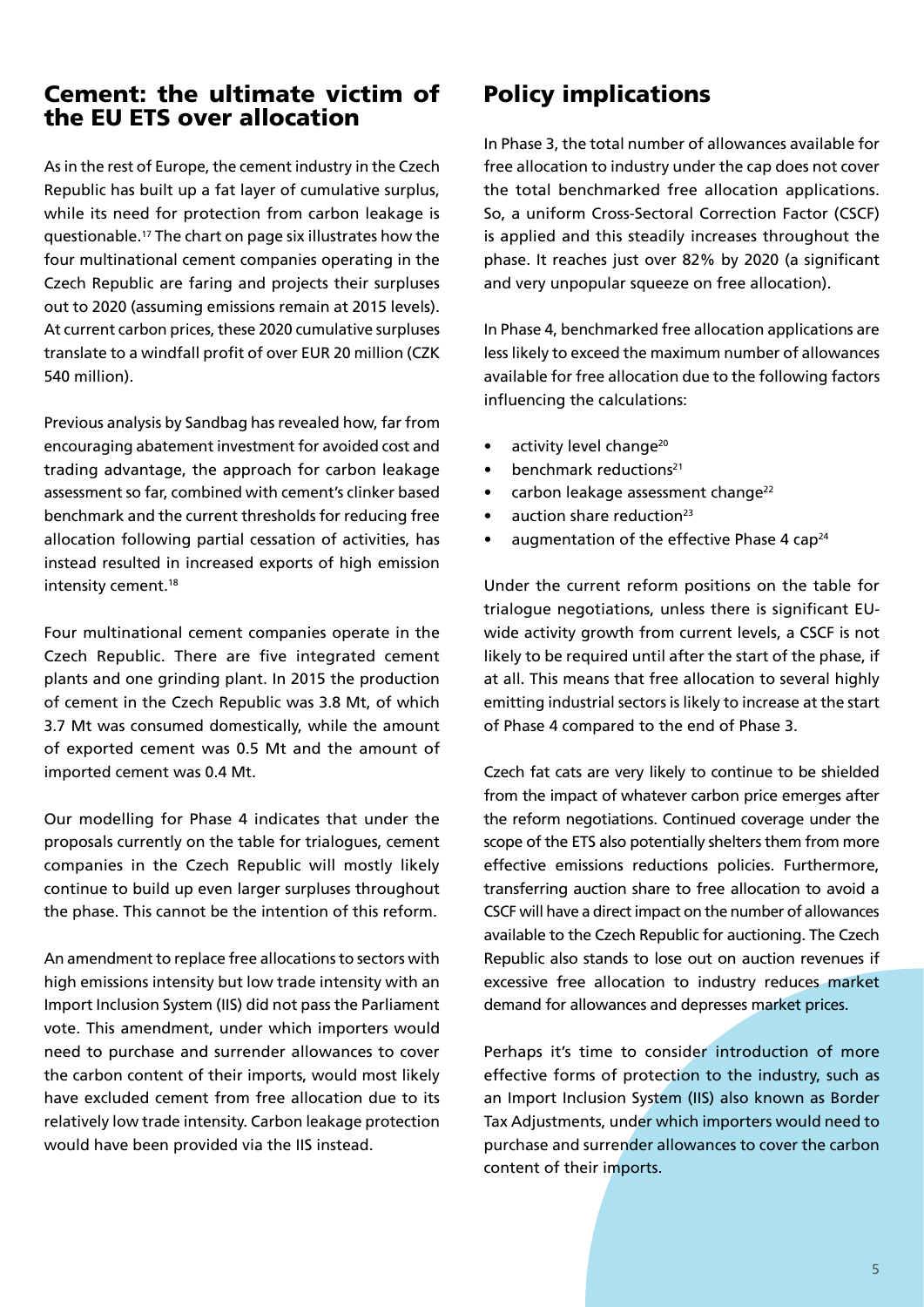## Cement: the ultimate victim of the EU ETS over allocation

As in the rest of Europe, the cement industry in the Czech Republic has built up a fat layer of cumulative surplus, while its need for protection from carbon leakage is questionable.[17] The chart on page six illustrates how the four multinational cement companies operating in the Czech Republic are faring and projects their surpluses out to 2020 (assuming emissions remain at 2015 levels). At current carbon prices, these 2020 cumulative surpluses translate to a windfall profit of over EUR 20 million (CZK 540 million).

Previous analysis by Sandbag has revealed how, far from encouraging abatement investment for avoided cost and trading advantage, the approach for carbon leakage assessment so far, combined with cement's clinker based benchmark and the current thresholds for reducing free allocation following partial cessation of activities, has instead resulted in increased exports of high emission intensity cement.[18]

Four multinational cement companies operate in the Czech Republic. There are five integrated cement plants and one grinding plant. In 2015 the production of cement in the Czech Republic was 3.8 Mt, of which 3.7 Mt was consumed domestically, while the amount of exported cement was 0.5 Mt and the amount of imported cement was 0.4 Mt.

Our modelling for Phase 4 indicates that under the proposals currently on the table for trialogues, cement companies in the Czech Republic will mostly likely continue to build up even larger surpluses throughout the phase. This cannot be the intention of this reform.

An amendment to replace free allocations to sectors with high emissions intensity but low trade intensity with an Import Inclusion System (IIS) did not pass the Parliament vote. This amendment, under which importers would need to purchase and surrender allowances to cover the carbon content of their imports, would most likely have excluded cement from free allocation due to its relatively low trade intensity. Carbon leakage protection would have been provided via the IIS instead.

## Policy implications

In Phase 3, the total number of allowances available for free allocation to industry under the cap does not cover the total benchmarked free allocation applications. So, a uniform Cross-Sectoral Correction Factor (CSCF) is applied and this steadily increases throughout the phase. It reaches just over 82% by 2020 (a significant and very unpopular squeeze on free allocation).

In Phase 4, benchmarked free allocation applications are less likely to exceed the maximum number of allowances available for free allocation due to the following factors influencing the calculations:

- activity level change[20]
- benchmark reductions[21]
- carbon leakage assessment change[22]
- auction share reduction[23]
- augmentation of the effective Phase 4 cap[24]

Under the current reform positions on the table for trialogue negotiations, unless there is significant EU-wide activity growth from current levels, a CSCF is not likely to be required until after the start of the phase, if at all. This means that free allocation to several highly emitting industrial sectors is likely to increase at the start of Phase 4 compared to the end of Phase 3.

Czech fat cats are very likely to continue to be shielded from the impact of whatever carbon price emerges after the reform negotiations. Continued coverage under the scope of the ETS also potentially shelters them from more effective emissions reductions policies. Furthermore, transferring auction share to free allocation to avoid a CSCF will have a direct impact on the number of allowances available to the Czech Republic for auctioning. The Czech Republic also stands to lose out on auction revenues if excessive free allocation to industry reduces market demand for allowances and depresses market prices.

Perhaps it's time to consider introduction of more effective forms of protection to the industry, such as an Import Inclusion System (IIS) also known as Border Tax Adjustments, under which importers would need to purchase and surrender allowances to cover the carbon content of their imports.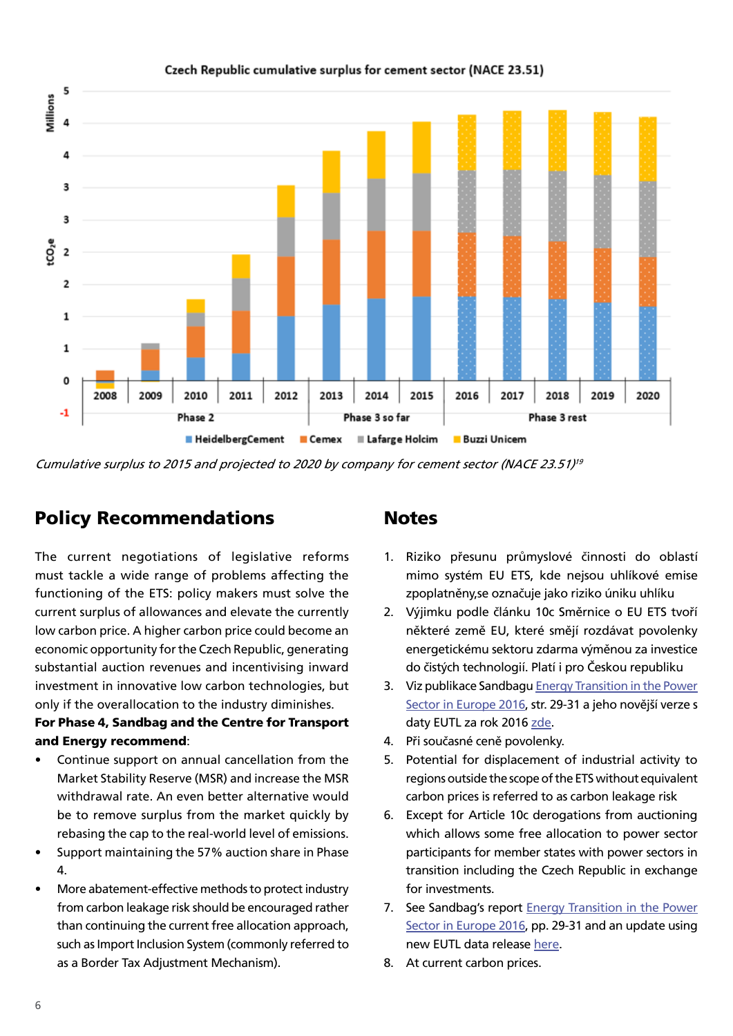Czech Republic cumulative surplus for cement sector (NACE 23.51)

*Cumulative surplus to 2015 and projected to 2020 by company for cement sector (NACE 23.51)*[19]

## Policy Recommendations

The current negotiations of legislative reforms must tackle a wide range of problems affecting the functioning of the ETS: policy makers must solve the current surplus of allowances and elevate the currently low carbon price. A higher carbon price could become an economic opportunity for the Czech Republic, generating substantial auction revenues and incentivising inward investment in innovative low carbon technologies, but only if the overallocation to the industry diminishes. **For Phase 4, Sandbag and the Centre for Transport and Energy recommend**:

- Continue support on annual cancellation from the Market Stability Reserve (MSR) and increase the MSR withdrawal rate. An even better alternative would be to remove surplus from the market quickly by rebasing the cap to the real-world level of emissions.
- Support maintaining the 57% auction share in Phase 4.
- More abatement-effective methods to protect industry from carbon leakage risk should be encouraged rather than continuing the current free allocation approach, such as Import Inclusion System (commonly referred to as a Border Tax Adjustment Mechanism).

## Notes

1. Riziko přesunu průmyslové činnosti do oblastí mimo systém EU ETS, kde nejsou uhlíkové emise zpoplatněny,se označuje jako riziko úniku uhlíku
2. Výjimku podle článku 10c Směrnice o EU ETS tvoří některé země EU, které smějí rozdávat povolenky energetickému sektoru zdarma výměnou za investice do čistých technologií. Platí i pro Českou republiku
3. Viz publikace Sandbagu Energy Transition in the Power Sector in Europe 2016, str. 29-31 a jeho novější verze s daty EUTL za rok 2016 zde.
4. Při současné ceně povolenky.
5. Potential for displacement of industrial activity to regions outside the scope of the ETS without equivalent carbon prices is referred to as carbon leakage risk
6. Except for Article 10c derogations from auctioning which allows some free allocation to power sector participants for member states with power sectors in transition including the Czech Republic in exchange for investments.
7. See Sandbag's report Energy Transition in the Power Sector in Europe 2016, pp. 29-31 and an update using new EUTL data release here.
8. At current carbon prices.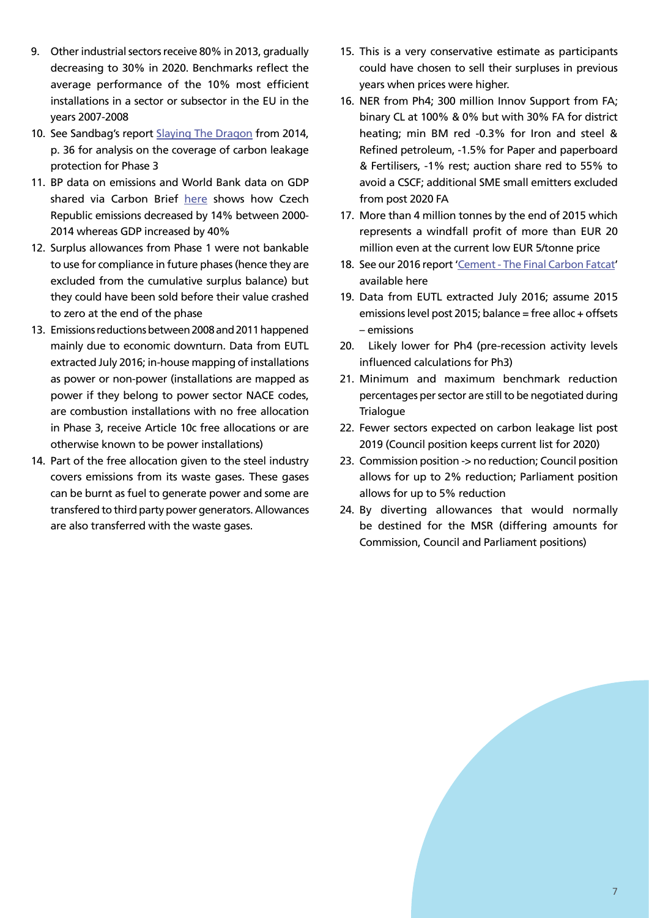9. Other industrial sectors receive 80% in 2013, gradually decreasing to 30% in 2020. Benchmarks reflect the average performance of the 10% most efficient installations in a sector or subsector in the EU in the years 2007-2008
10. See Sandbag's report Slaying The Dragon from 2014, p. 36 for analysis on the coverage of carbon leakage protection for Phase 3
11. BP data on emissions and World Bank data on GDP shared via Carbon Brief here shows how Czech Republic emissions decreased by 14% between 2000-2014 whereas GDP increased by 40%
12. Surplus allowances from Phase 1 were not bankable to use for compliance in future phases (hence they are excluded from the cumulative surplus balance) but they could have been sold before their value crashed to zero at the end of the phase
13. Emissions reductions between 2008 and 2011 happened mainly due to economic downturn. Data from EUTL extracted July 2016; in-house mapping of installations as power or non-power (installations are mapped as power if they belong to power sector NACE codes, are combustion installations with no free allocation in Phase 3, receive Article 10c free allocations or are otherwise known to be power installations)
14. Part of the free allocation given to the steel industry covers emissions from its waste gases. These gases can be burnt as fuel to generate power and some are transfered to third party power generators. Allowances are also transferred with the waste gases.
15. This is a very conservative estimate as participants could have chosen to sell their surpluses in previous years when prices were higher.
16. NER from Ph4; 300 million Innov Support from FA; binary CL at 100% & 0% but with 30% FA for district heating; min BM red -0.3% for Iron and steel & Refined petroleum, -1.5% for Paper and paperboard & Fertilisers, -1% rest; auction share red to 55% to avoid a CSCF; additional SME small emitters excluded from post 2020 FA
17. More than 4 million tonnes by the end of 2015 which represents a windfall profit of more than EUR 20 million even at the current low EUR 5/tonne price
18. See our 2016 report 'Cement - The Final Carbon Fatcat' available here
19. Data from EUTL extracted July 2016; assume 2015 emissions level post 2015; balance = free alloc + offsets – emissions
20. Likely lower for Ph4 (pre-recession activity levels influenced calculations for Ph3)
21. Minimum and maximum benchmark reduction percentages per sector are still to be negotiated during Trialogue
22. Fewer sectors expected on carbon leakage list post 2019 (Council position keeps current list for 2020)
23. Commission position -> no reduction; Council position allows for up to 2% reduction; Parliament position allows for up to 5% reduction
24. By diverting allowances that would normally be destined for the MSR (differing amounts for Commission, Council and Parliament positions)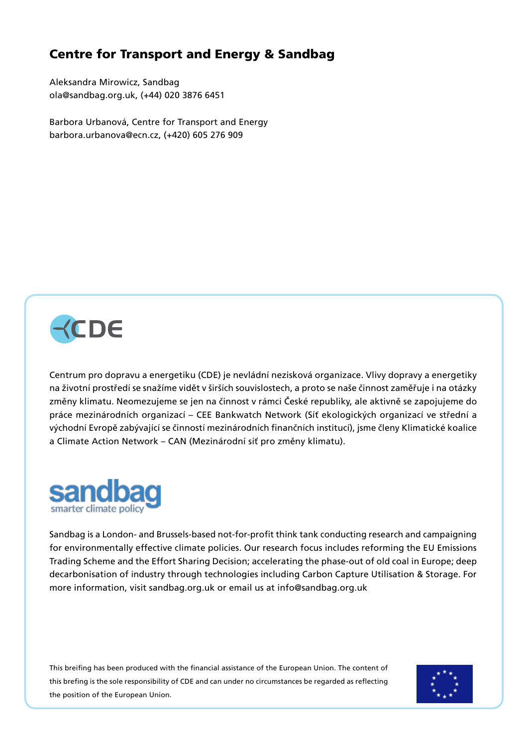## Centre for Transport and Energy & Sandbag

Aleksandra Mirowicz, Sandbag
ola@sandbag.org.uk, (+44) 020 3876 6451

Barbora Urbanová, Centre for Transport and Energy
barbora.urbanova@ecn.cz, (+420) 605 276 909

CDE

Centrum pro dopravu a energetiku (CDE) je nevládní nezisková organizace. Vlivy dopravy a energetiky na životní prostředí se snažíme vidět v širších souvislostech, a proto se naše činnost zaměřuje i na otázky změny klimatu. Neomezujeme se jen na činnost v rámci České republiky, ale aktivně se zapojujeme do práce mezinárodních organizací – CEE Bankwatch Network (Síť ekologických organizací ve střední a východní Evropě zabývající se činností mezinárodních finančních institucí), jsme členy Klimatické koalice a Climate Action Network – CAN (Mezinárodní síť pro změny klimatu).

sandbag
smarter climate policy

Sandbag is a London- and Brussels-based not-for-profit think tank conducting research and campaigning for environmentally effective climate policies. Our research focus includes reforming the EU Emissions Trading Scheme and the Effort Sharing Decision; accelerating the phase-out of old coal in Europe; deep decarbonisation of industry through technologies including Carbon Capture Utilisation & Storage. For more information, visit sandbag.org.uk or email us at info@sandbag.org.uk

This breifing has been produced with the financial assistance of the European Union. The content of this brefing is the sole responsibility of CDE and can under no circumstances be regarded as reflecting the position of the European Union.